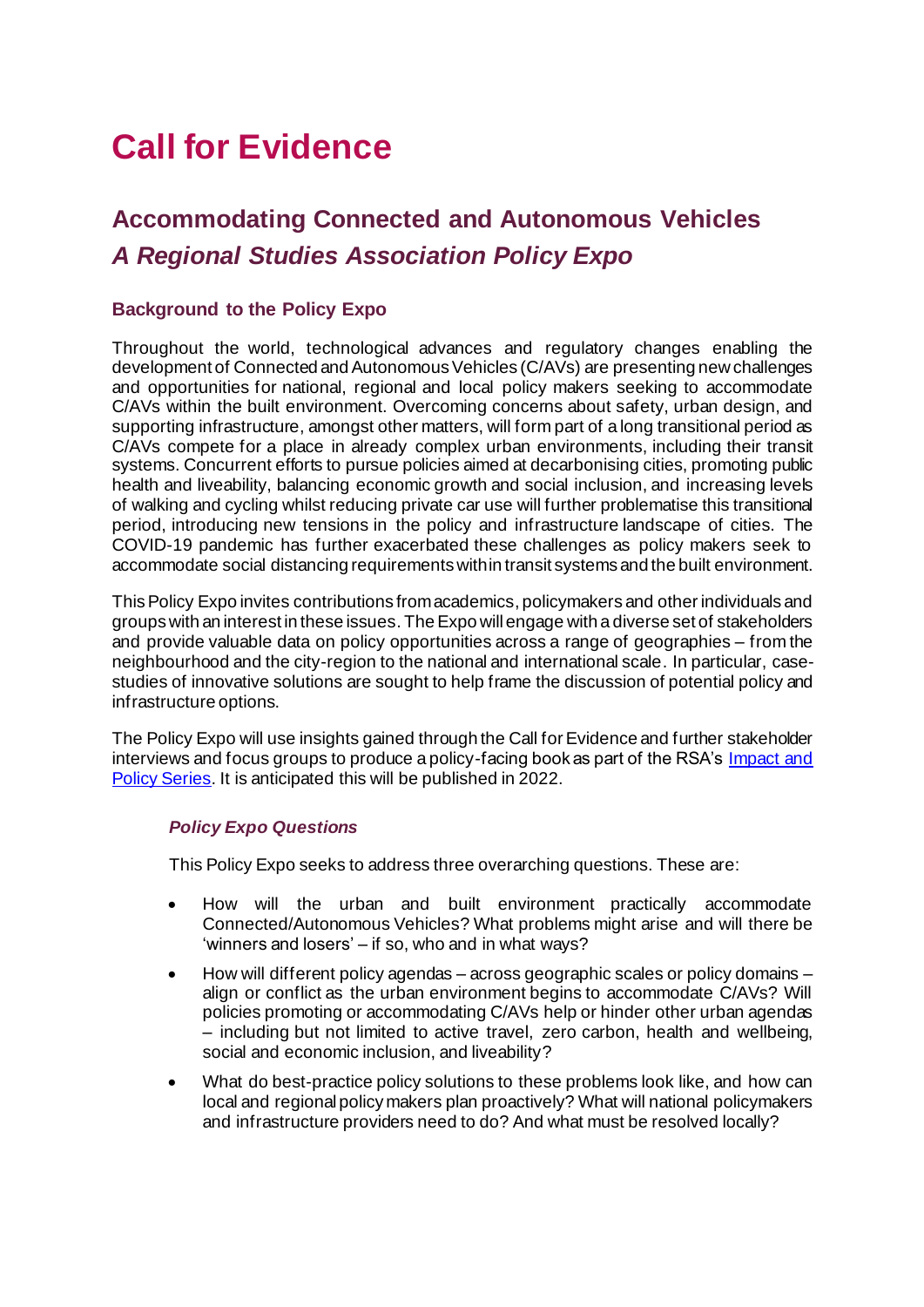# Call for Evidence

## Accommodating Connected and Autonomous Vehicles
## *A Regional Studies Association Policy Expo*

### Background to the Policy Expo

Throughout the world, technological advances and regulatory changes enabling the development of Connected and Autonomous Vehicles (C/AVs) are presenting new challenges and opportunities for national, regional and local policy makers seeking to accommodate C/AVs within the built environment. Overcoming concerns about safety, urban design, and supporting infrastructure, amongst other matters, will form part of a long transitional period as C/AVs compete for a place in already complex urban environments, including their transit systems. Concurrent efforts to pursue policies aimed at decarbonising cities, promoting public health and liveability, balancing economic growth and social inclusion, and increasing levels of walking and cycling whilst reducing private car use will further problematise this transitional period, introducing new tensions in the policy and infrastructure landscape of cities. The COVID-19 pandemic has further exacerbated these challenges as policy makers seek to accommodate social distancing requirements within transit systems and the built environment.

This Policy Expo invites contributions from academics, policymakers and other individuals and groups with an interest in these issues. The Expo will engage with a diverse set of stakeholders and provide valuable data on policy opportunities across a range of geographies – from the neighbourhood and the city-region to the national and international scale. In particular, case-studies of innovative solutions are sought to help frame the discussion of potential policy and infrastructure options.

The Policy Expo will use insights gained through the Call for Evidence and further stakeholder interviews and focus groups to produce a policy-facing book as part of the RSA's Impact and Policy Series. It is anticipated this will be published in 2022.

#### *Policy Expo Questions*

This Policy Expo seeks to address three overarching questions. These are:

- How will the urban and built environment practically accommodate Connected/Autonomous Vehicles? What problems might arise and will there be 'winners and losers' – if so, who and in what ways?
- How will different policy agendas – across geographic scales or policy domains – align or conflict as the urban environment begins to accommodate C/AVs? Will policies promoting or accommodating C/AVs help or hinder other urban agendas – including but not limited to active travel, zero carbon, health and wellbeing, social and economic inclusion, and liveability?
- What do best-practice policy solutions to these problems look like, and how can local and regional policy makers plan proactively? What will national policymakers and infrastructure providers need to do? And what must be resolved locally?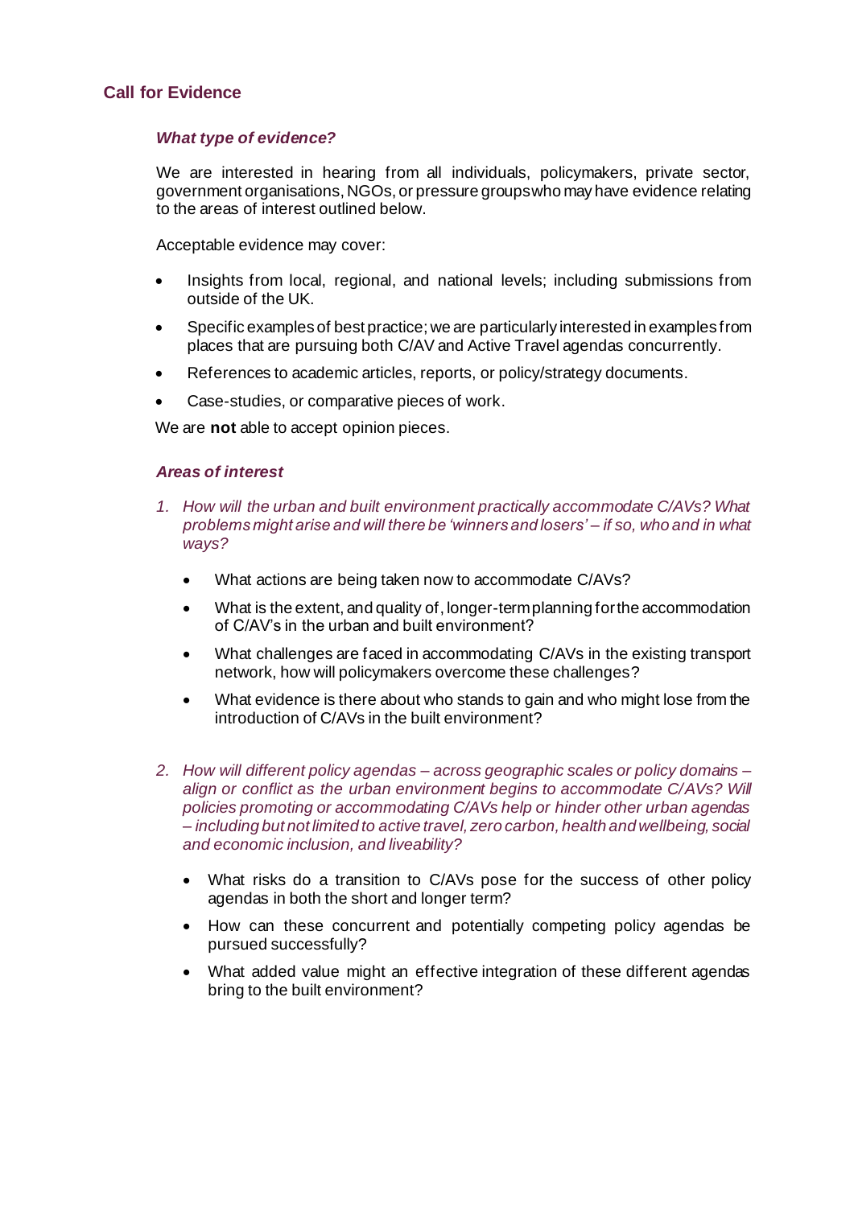## Call for Evidence

### *What type of evidence?*

We are interested in hearing from all individuals, policymakers, private sector, government organisations, NGOs, or pressure groups who may have evidence relating to the areas of interest outlined below.

Acceptable evidence may cover:

- Insights from local, regional, and national levels; including submissions from outside of the UK.
- Specific examples of best practice; we are particularly interested in examples from places that are pursuing both C/AV and Active Travel agendas concurrently.
- References to academic articles, reports, or policy/strategy documents.
- Case-studies, or comparative pieces of work.

We are **not** able to accept opinion pieces.

### *Areas of interest*

1. *How will the urban and built environment practically accommodate C/AVs? What problems might arise and will there be 'winners and losers' – if so, who and in what ways?*

   - What actions are being taken now to accommodate C/AVs?
   - What is the extent, and quality of, longer-term planning for the accommodation of C/AV's in the urban and built environment?
   - What challenges are faced in accommodating C/AVs in the existing transport network, how will policymakers overcome these challenges?
   - What evidence is there about who stands to gain and who might lose from the introduction of C/AVs in the built environment?

2. *How will different policy agendas – across geographic scales or policy domains – align or conflict as the urban environment begins to accommodate C/AVs? Will policies promoting or accommodating C/AVs help or hinder other urban agendas – including but not limited to active travel, zero carbon, health and wellbeing, social and economic inclusion, and liveability?*

   - What risks do a transition to C/AVs pose for the success of other policy agendas in both the short and longer term?
   - How can these concurrent and potentially competing policy agendas be pursued successfully?
   - What added value might an effective integration of these different agendas bring to the built environment?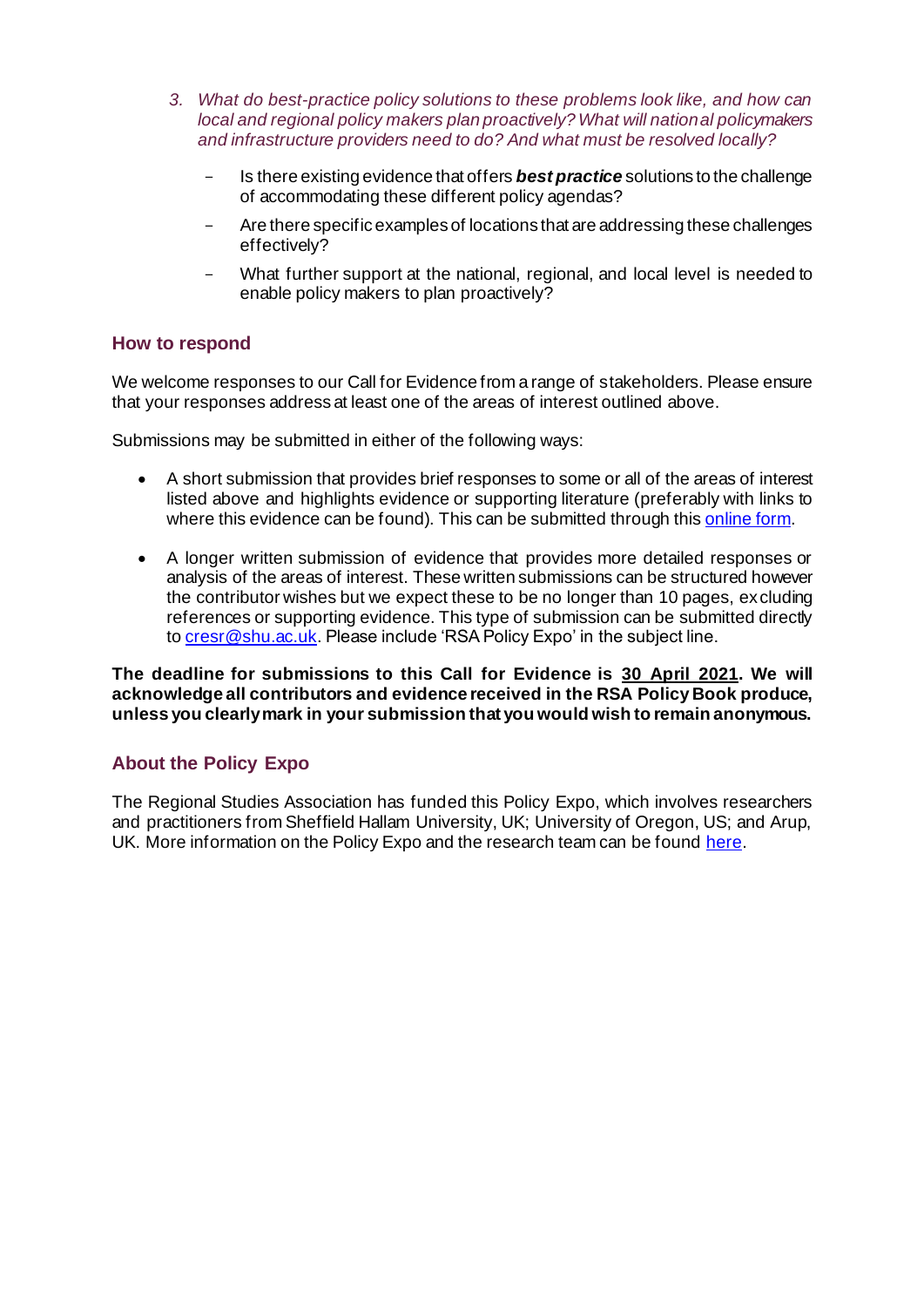3. *What do best-practice policy solutions to these problems look like, and how can local and regional policy makers plan proactively? What will national policymakers and infrastructure providers need to do? And what must be resolved locally?*

   - Is there existing evidence that offers ***best practice*** solutions to the challenge of accommodating these different policy agendas?
   - Are there specific examples of locations that are addressing these challenges effectively?
   - What further support at the national, regional, and local level is needed to enable policy makers to plan proactively?

## How to respond

We welcome responses to our Call for Evidence from a range of stakeholders. Please ensure that your responses address at least one of the areas of interest outlined above.

Submissions may be submitted in either of the following ways:

- A short submission that provides brief responses to some or all of the areas of interest listed above and highlights evidence or supporting literature (preferably with links to where this evidence can be found). This can be submitted through this online form.
- A longer written submission of evidence that provides more detailed responses or analysis of the areas of interest. These written submissions can be structured however the contributor wishes but we expect these to be no longer than 10 pages, excluding references or supporting evidence. This type of submission can be submitted directly to cresr@shu.ac.uk. Please include 'RSA Policy Expo' in the subject line.

**The deadline for submissions to this Call for Evidence is 30 April 2021. We will acknowledge all contributors and evidence received in the RSA Policy Book produce, unless you clearly mark in your submission that you would wish to remain anonymous.**

## About the Policy Expo

The Regional Studies Association has funded this Policy Expo, which involves researchers and practitioners from Sheffield Hallam University, UK; University of Oregon, US; and Arup, UK. More information on the Policy Expo and the research team can be found here.